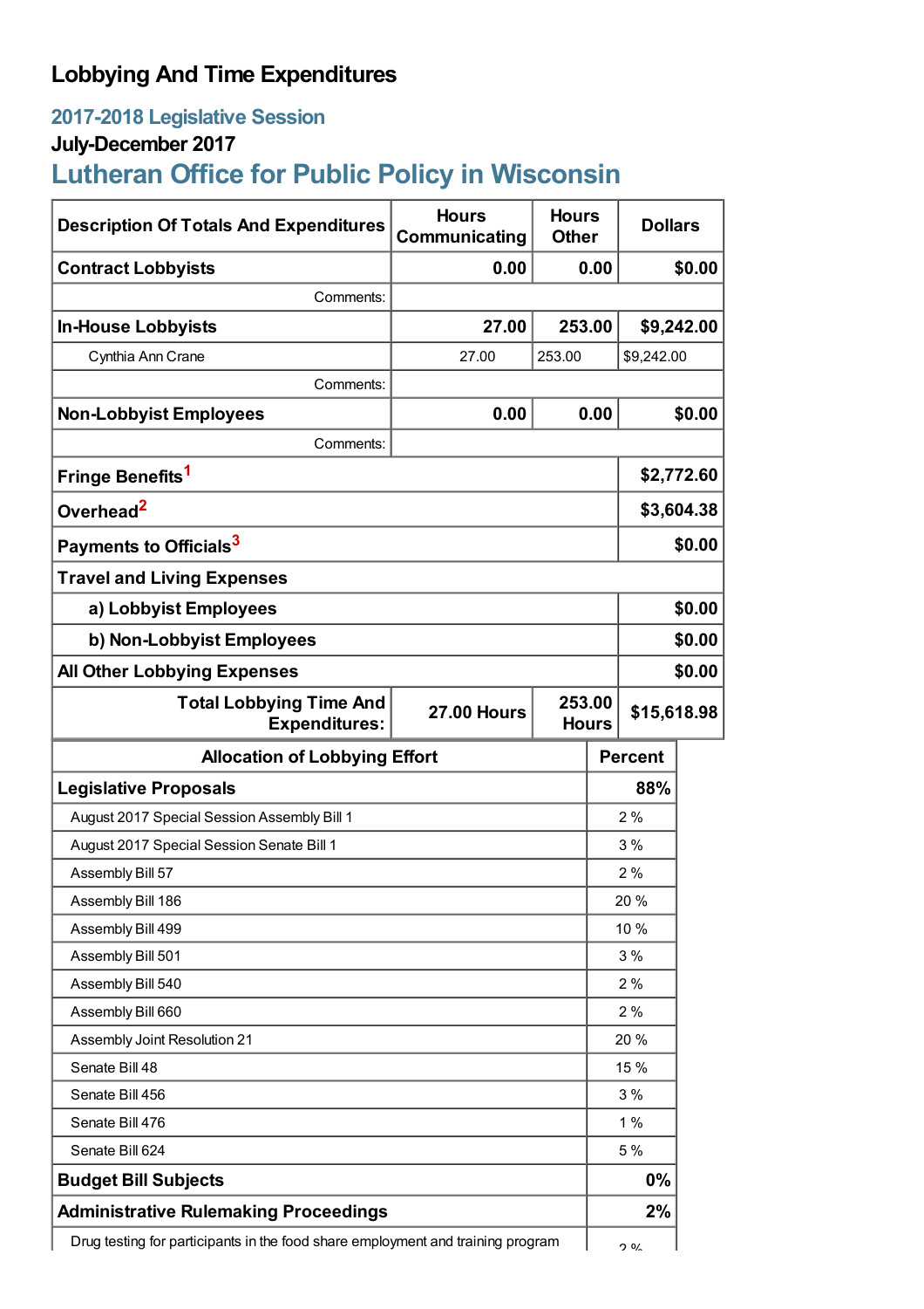# Lobbying And Time Expenditures

## 2017-2018 Legislative Session

### July-December 2017

## Lutheran Office for Public Policy in Wisconsin

| Description Of Totals And Expenditures | Hours Communicating | Hours Other | Dollars |
|---|---|---|---|
| **Contract Lobbyists** | **0.00** | **0.00** | **$0.00** |
| Comments: | | | |
| **In-House Lobbyists** | **27.00** | **253.00** | **$9,242.00** |
| Cynthia Ann Crane | 27.00 | 253.00 | $9,242.00 |
| Comments: | | | |
| **Non-Lobbyist Employees** | **0.00** | **0.00** | **$0.00** |
| Comments: | | | |
| **Fringe Benefits**[1] | | | **$2,772.60** |
| **Overhead**[2] | | | **$3,604.38** |
| **Payments to Officials**[3] | | | **$0.00** |
| **Travel and Living Expenses** | | | |
| **a) Lobbyist Employees** | | | **$0.00** |
| **b) Non-Lobbyist Employees** | | | **$0.00** |
| **All Other Lobbying Expenses** | | | **$0.00** |
| **Total Lobbying Time And Expenditures:** | **27.00 Hours** | **253.00 Hours** | **$15,618.98** |

| Allocation of Lobbying Effort | Percent |
|---|---|
| **Legislative Proposals** | **88%** |
| August 2017 Special Session Assembly Bill 1 | 2 % |
| August 2017 Special Session Senate Bill 1 | 3 % |
| Assembly Bill 57 | 2 % |
| Assembly Bill 186 | 20 % |
| Assembly Bill 499 | 10 % |
| Assembly Bill 501 | 3 % |
| Assembly Bill 540 | 2 % |
| Assembly Bill 660 | 2 % |
| Assembly Joint Resolution 21 | 20 % |
| Senate Bill 48 | 15 % |
| Senate Bill 456 | 3 % |
| Senate Bill 476 | 1 % |
| Senate Bill 624 | 5 % |
| **Budget Bill Subjects** | **0%** |
| **Administrative Rulemaking Proceedings** | **2%** |
| Drug testing for participants in the food share employment and training program | 2 % |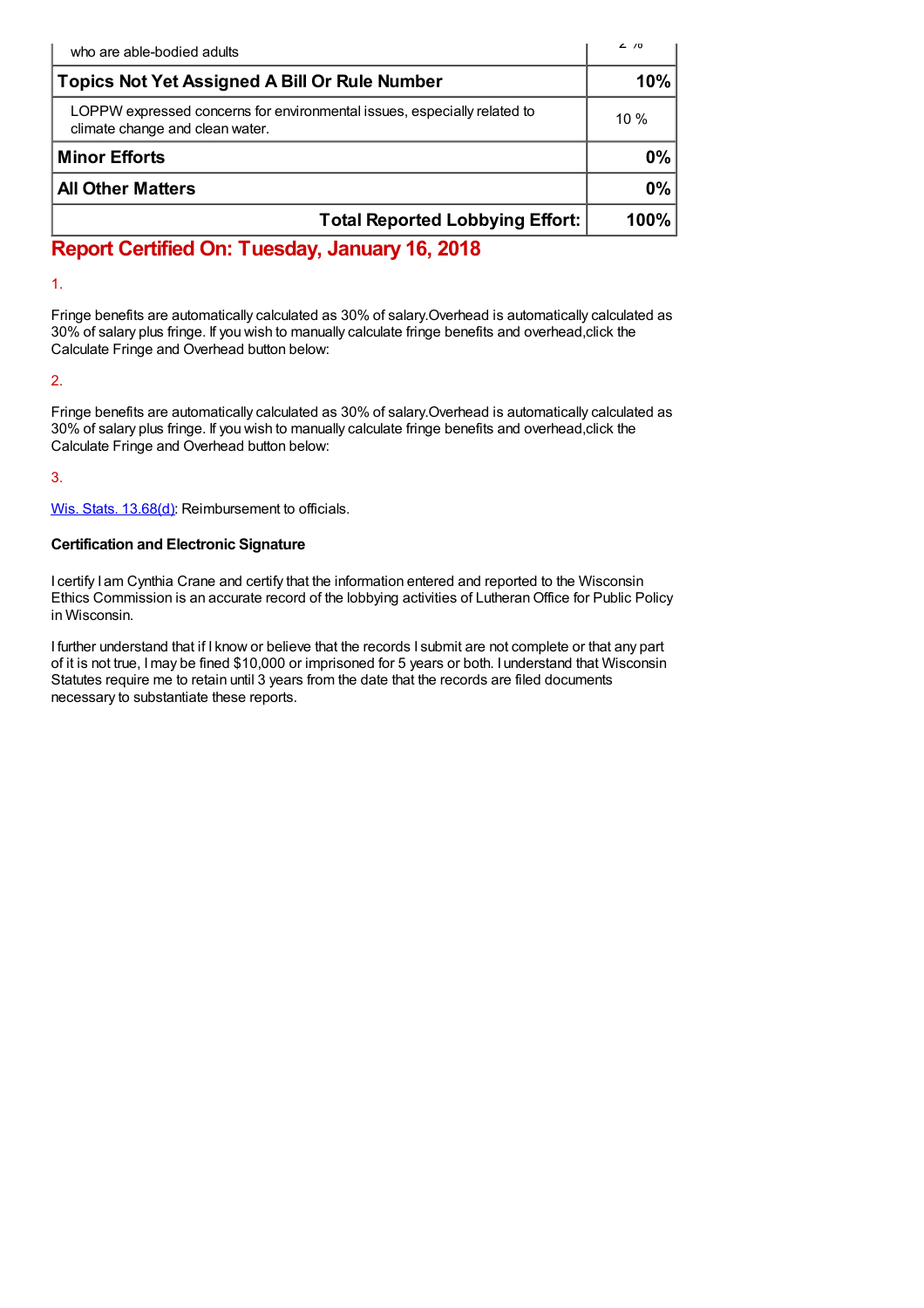| | |
|---|---|
| who are able-bodied adults | 2 % |
| **Topics Not Yet Assigned A Bill Or Rule Number** | **10%** |
| LOPPW expressed concerns for environmental issues, especially related to climate change and clean water. | 10 % |
| **Minor Efforts** | **0%** |
| **All Other Matters** | **0%** |
| **Total Reported Lobbying Effort:** | **100%** |

## Report Certified On: Tuesday, January 16, 2018

1.

Fringe benefits are automatically calculated as 30% of salary.Overhead is automatically calculated as 30% of salary plus fringe. If you wish to manually calculate fringe benefits and overhead,click the Calculate Fringe and Overhead button below:

2.

Fringe benefits are automatically calculated as 30% of salary.Overhead is automatically calculated as 30% of salary plus fringe. If you wish to manually calculate fringe benefits and overhead,click the Calculate Fringe and Overhead button below:

3.

Wis. Stats. 13.68(d): Reimbursement to officials.

**Certification and Electronic Signature**

I certify I am Cynthia Crane and certify that the information entered and reported to the Wisconsin Ethics Commission is an accurate record of the lobbying activities of Lutheran Office for Public Policy in Wisconsin.

I further understand that if I know or believe that the records I submit are not complete or that any part of it is not true, I may be fined $10,000 or imprisoned for 5 years or both. I understand that Wisconsin Statutes require me to retain until 3 years from the date that the records are filed documents necessary to substantiate these reports.